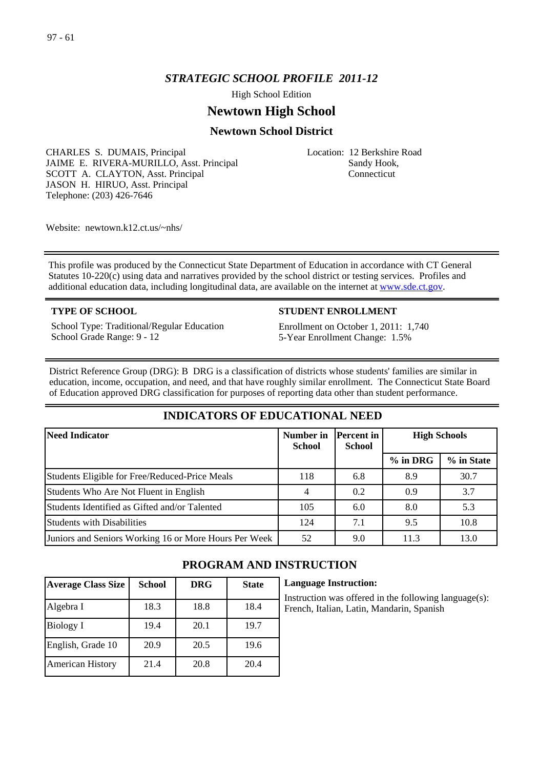# *STRATEGIC SCHOOL PROFILE 2011-12*

High School Edition

## Newtown High School

### Newtown School District

CHARLES S. DUMAIS, Principal
JAIME E. RIVERA-MURILLO, Asst. Principal
SCOTT A. CLAYTON, Asst. Principal
JASON H. HIRUO, Asst. Principal
Telephone: (203) 426-7646

Location: 12 Berkshire Road
Sandy Hook,
Connecticut

Website: newtown.k12.ct.us/~nhs/

This profile was produced by the Connecticut State Department of Education in accordance with CT General Statutes 10-220(c) using data and narratives provided by the school district or testing services. Profiles and additional education data, including longitudinal data, are available on the internet at www.sde.ct.gov.

**TYPE OF SCHOOL**

School Type: Traditional/Regular Education
School Grade Range: 9 - 12

**STUDENT ENROLLMENT**

Enrollment on October 1, 2011: 1,740
5-Year Enrollment Change: 1.5%

District Reference Group (DRG): B DRG is a classification of districts whose students' families are similar in education, income, occupation, and need, and that have roughly similar enrollment. The Connecticut State Board of Education approved DRG classification for purposes of reporting data other than student performance.

## INDICATORS OF EDUCATIONAL NEED

| Need Indicator | Number in School | Percent in School | High Schools | |
|---|---|---|---|---|
| | | | % in DRG | % in State |
| Students Eligible for Free/Reduced-Price Meals | 118 | 6.8 | 8.9 | 30.7 |
| Students Who Are Not Fluent in English | 4 | 0.2 | 0.9 | 3.7 |
| Students Identified as Gifted and/or Talented | 105 | 6.0 | 8.0 | 5.3 |
| Students with Disabilities | 124 | 7.1 | 9.5 | 10.8 |
| Juniors and Seniors Working 16 or More Hours Per Week | 52 | 9.0 | 11.3 | 13.0 |

## PROGRAM AND INSTRUCTION

| Average Class Size | School | DRG | State |
|---|---|---|---|
| Algebra I | 18.3 | 18.8 | 18.4 |
| Biology I | 19.4 | 20.1 | 19.7 |
| English, Grade 10 | 20.9 | 20.5 | 19.6 |
| American History | 21.4 | 20.8 | 20.4 |

**Language Instruction:**

Instruction was offered in the following language(s): French, Italian, Latin, Mandarin, Spanish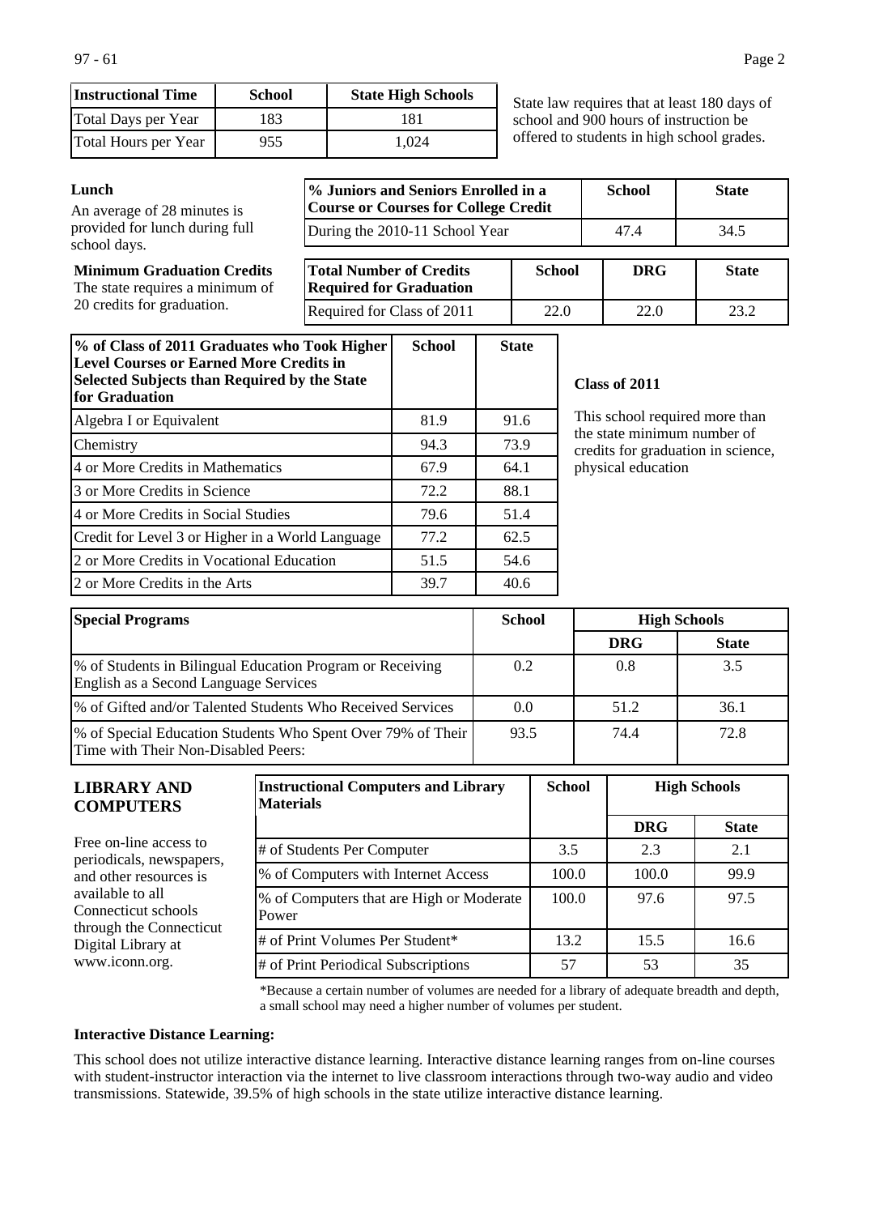| Instructional Time | School | State High Schools |
| --- | --- | --- |
| Total Days per Year | 183 | 181 |
| Total Hours per Year | 955 | 1,024 |

State law requires that at least 180 days of school and 900 hours of instruction be offered to students in high school grades.

**Lunch**

An average of 28 minutes is provided for lunch during full school days.

| % Juniors and Seniors Enrolled in a Course or Courses for College Credit | School | State |
| --- | --- | --- |
| During the 2010-11 School Year | 47.4 | 34.5 |

**Minimum Graduation Credits**

The state requires a minimum of 20 credits for graduation.

| Total Number of Credits Required for Graduation | School | DRG | State |
| --- | --- | --- | --- |
| Required for Class of 2011 | 22.0 | 22.0 | 23.2 |

| % of Class of 2011 Graduates who Took Higher Level Courses or Earned More Credits in Selected Subjects than Required by the State for Graduation | School | State |
| --- | --- | --- |
| Algebra I or Equivalent | 81.9 | 91.6 |
| Chemistry | 94.3 | 73.9 |
| 4 or More Credits in Mathematics | 67.9 | 64.1 |
| 3 or More Credits in Science | 72.2 | 88.1 |
| 4 or More Credits in Social Studies | 79.6 | 51.4 |
| Credit for Level 3 or Higher in a World Language | 77.2 | 62.5 |
| 2 or More Credits in Vocational Education | 51.5 | 54.6 |
| 2 or More Credits in the Arts | 39.7 | 40.6 |

**Class of 2011**

This school required more than the state minimum number of credits for graduation in science, physical education

| Special Programs | School | High Schools | |
| --- | --- | --- | --- |
| | | DRG | State |
| % of Students in Bilingual Education Program or Receiving English as a Second Language Services | 0.2 | 0.8 | 3.5 |
| % of Gifted and/or Talented Students Who Received Services | 0.0 | 51.2 | 36.1 |
| % of Special Education Students Who Spent Over 79% of Their Time with Their Non-Disabled Peers: | 93.5 | 74.4 | 72.8 |

## LIBRARY AND COMPUTERS

Free on-line access to periodicals, newspapers, and other resources is available to all Connecticut schools through the Connecticut Digital Library at www.iconn.org.

| Instructional Computers and Library Materials | School | High Schools | |
| --- | --- | --- | --- |
| | | DRG | State |
| # of Students Per Computer | 3.5 | 2.3 | 2.1 |
| % of Computers with Internet Access | 100.0 | 100.0 | 99.9 |
| % of Computers that are High or Moderate Power | 100.0 | 97.6 | 97.5 |
| # of Print Volumes Per Student* | 13.2 | 15.5 | 16.6 |
| # of Print Periodical Subscriptions | 57 | 53 | 35 |

*Because a certain number of volumes are needed for a library of adequate breadth and depth, a small school may need a higher number of volumes per student.

**Interactive Distance Learning:**

This school does not utilize interactive distance learning. Interactive distance learning ranges from on-line courses with student-instructor interaction via the internet to live classroom interactions through two-way audio and video transmissions. Statewide, 39.5% of high schools in the state utilize interactive distance learning.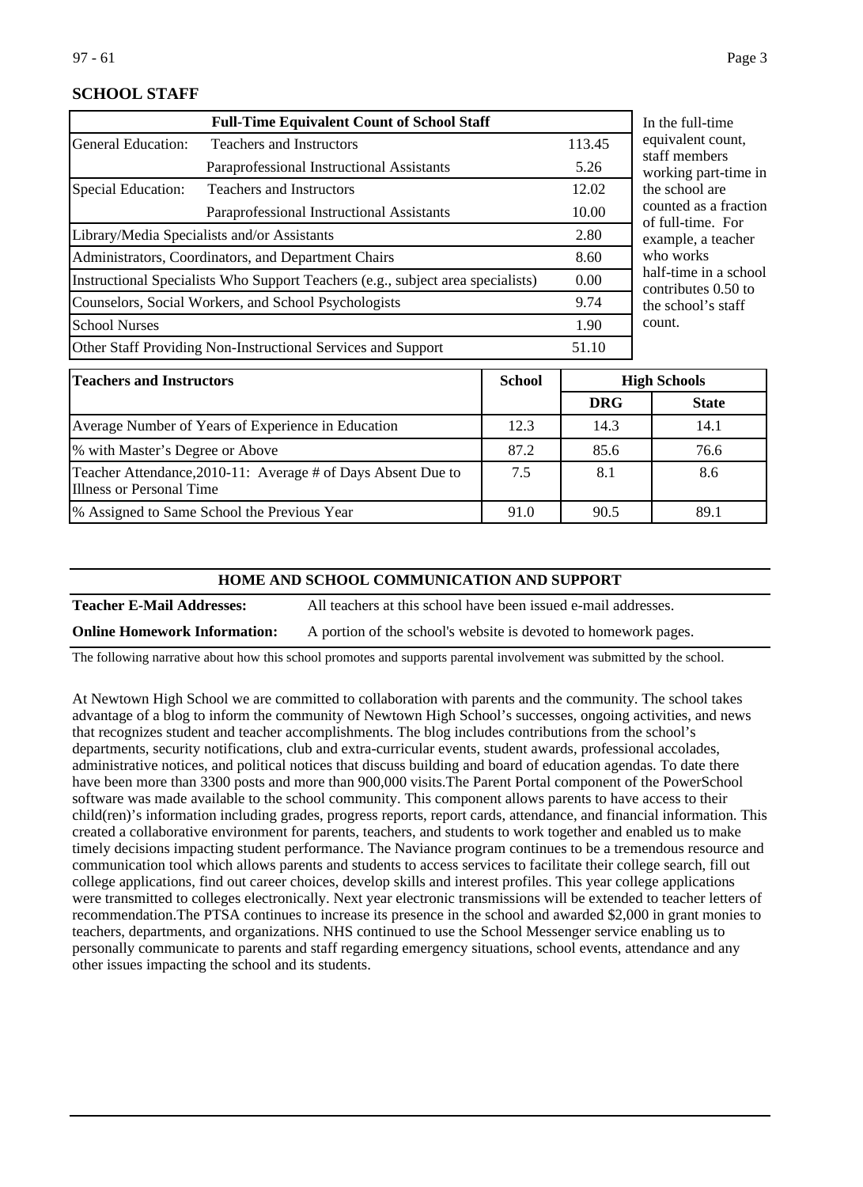## SCHOOL STAFF

| Full-Time Equivalent Count of School Staff | | |
|---|---|---|
| General Education: | Teachers and Instructors | 113.45 |
| | Paraprofessional Instructional Assistants | 5.26 |
| Special Education: | Teachers and Instructors | 12.02 |
| | Paraprofessional Instructional Assistants | 10.00 |
| Library/Media Specialists and/or Assistants | | 2.80 |
| Administrators, Coordinators, and Department Chairs | | 8.60 |
| Instructional Specialists Who Support Teachers (e.g., subject area specialists) | | 0.00 |
| Counselors, Social Workers, and School Psychologists | | 9.74 |
| School Nurses | | 1.90 |
| Other Staff Providing Non-Instructional Services and Support | | 51.10 |

In the full-time equivalent count, staff members working part-time in the school are counted as a fraction of full-time. For example, a teacher who works half-time in a school contributes 0.50 to the school's staff count.

| Teachers and Instructors | School | High Schools | |
|---|---|---|---|
| | | DRG | State |
| Average Number of Years of Experience in Education | 12.3 | 14.3 | 14.1 |
| % with Master's Degree or Above | 87.2 | 85.6 | 76.6 |
| Teacher Attendance,2010-11: Average # of Days Absent Due to Illness or Personal Time | 7.5 | 8.1 | 8.6 |
| % Assigned to Same School the Previous Year | 91.0 | 90.5 | 89.1 |

## HOME AND SCHOOL COMMUNICATION AND SUPPORT

**Teacher E-Mail Addresses:** All teachers at this school have been issued e-mail addresses.

**Online Homework Information:** A portion of the school's website is devoted to homework pages.

The following narrative about how this school promotes and supports parental involvement was submitted by the school.

At Newtown High School we are committed to collaboration with parents and the community. The school takes advantage of a blog to inform the community of Newtown High School's successes, ongoing activities, and news that recognizes student and teacher accomplishments. The blog includes contributions from the school's departments, security notifications, club and extra-curricular events, student awards, professional accolades, administrative notices, and political notices that discuss building and board of education agendas. To date there have been more than 3300 posts and more than 900,000 visits.The Parent Portal component of the PowerSchool software was made available to the school community. This component allows parents to have access to their child(ren)'s information including grades, progress reports, report cards, attendance, and financial information. This created a collaborative environment for parents, teachers, and students to work together and enabled us to make timely decisions impacting student performance. The Naviance program continues to be a tremendous resource and communication tool which allows parents and students to access services to facilitate their college search, fill out college applications, find out career choices, develop skills and interest profiles. This year college applications were transmitted to colleges electronically. Next year electronic transmissions will be extended to teacher letters of recommendation.The PTSA continues to increase its presence in the school and awarded $2,000 in grant monies to teachers, departments, and organizations. NHS continued to use the School Messenger service enabling us to personally communicate to parents and staff regarding emergency situations, school events, attendance and any other issues impacting the school and its students.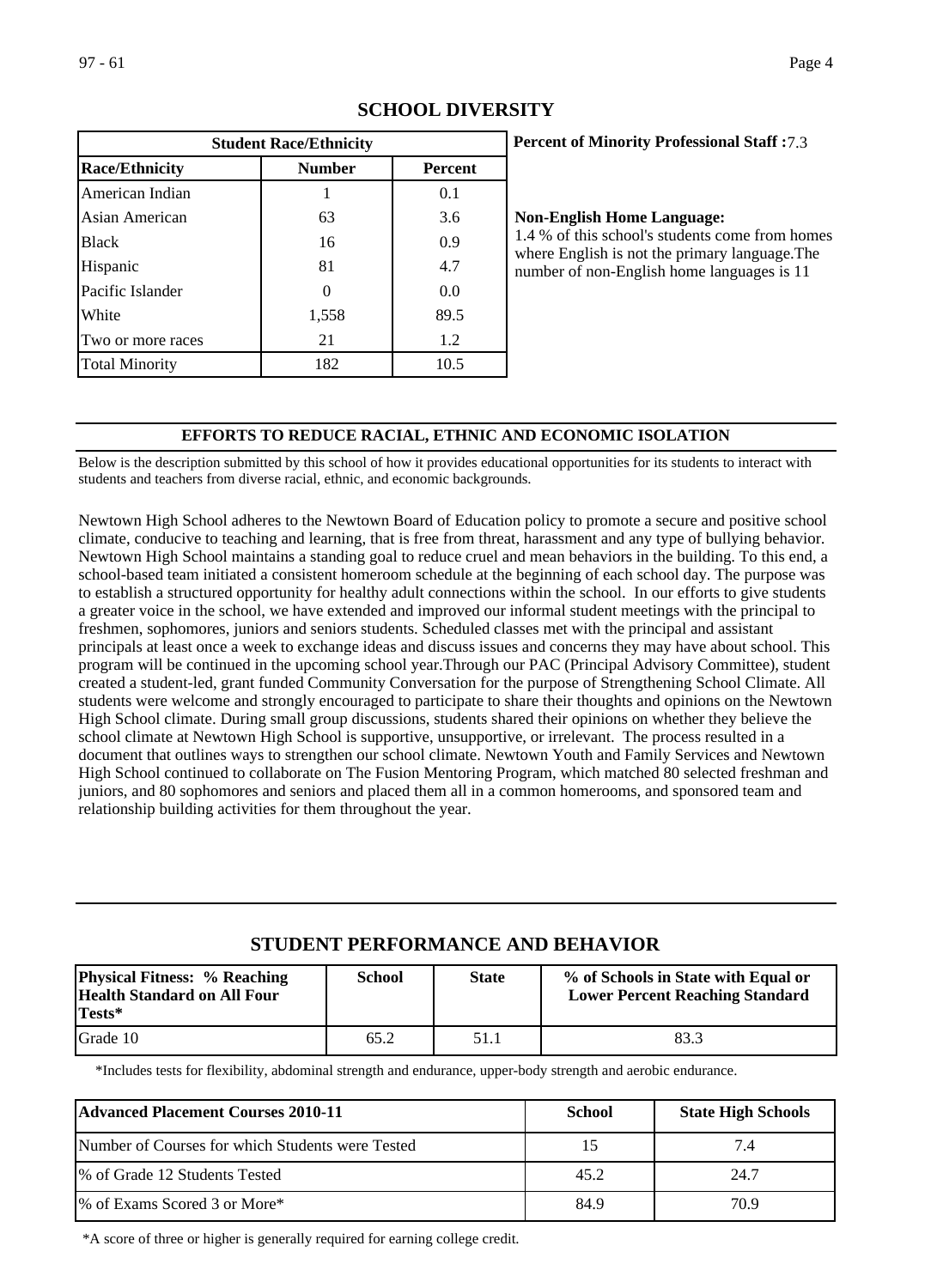## SCHOOL DIVERSITY

| Student Race/Ethnicity | | |
|---|---|---|
| **Race/Ethnicity** | **Number** | **Percent** |
| American Indian | 1 | 0.1 |
| Asian American | 63 | 3.6 |
| Black | 16 | 0.9 |
| Hispanic | 81 | 4.7 |
| Pacific Islander | 0 | 0.0 |
| White | 1,558 | 89.5 |
| Two or more races | 21 | 1.2 |
| Total Minority | 182 | 10.5 |

**Percent of Minority Professional Staff :** 7.3

**Non-English Home Language:**
1.4 % of this school's students come from homes where English is not the primary language.The number of non-English home languages is 11

### EFFORTS TO REDUCE RACIAL, ETHNIC AND ECONOMIC ISOLATION

Below is the description submitted by this school of how it provides educational opportunities for its students to interact with students and teachers from diverse racial, ethnic, and economic backgrounds.

Newtown High School adheres to the Newtown Board of Education policy to promote a secure and positive school climate, conducive to teaching and learning, that is free from threat, harassment and any type of bullying behavior. Newtown High School maintains a standing goal to reduce cruel and mean behaviors in the building. To this end, a school-based team initiated a consistent homeroom schedule at the beginning of each school day. The purpose was to establish a structured opportunity for healthy adult connections within the school. In our efforts to give students a greater voice in the school, we have extended and improved our informal student meetings with the principal to freshmen, sophomores, juniors and seniors students. Scheduled classes met with the principal and assistant principals at least once a week to exchange ideas and discuss issues and concerns they may have about school. This program will be continued in the upcoming school year.Through our PAC (Principal Advisory Committee), student created a student-led, grant funded Community Conversation for the purpose of Strengthening School Climate. All students were welcome and strongly encouraged to participate to share their thoughts and opinions on the Newtown High School climate. During small group discussions, students shared their opinions on whether they believe the school climate at Newtown High School is supportive, unsupportive, or irrelevant. The process resulted in a document that outlines ways to strengthen our school climate. Newtown Youth and Family Services and Newtown High School continued to collaborate on The Fusion Mentoring Program, which matched 80 selected freshman and juniors, and 80 sophomores and seniors and placed them all in a common homerooms, and sponsored team and relationship building activities for them throughout the year.

## STUDENT PERFORMANCE AND BEHAVIOR

| Physical Fitness: % Reaching Health Standard on All Four Tests* | School | State | % of Schools in State with Equal or Lower Percent Reaching Standard |
|---|---|---|---|
| Grade 10 | 65.2 | 51.1 | 83.3 |

*Includes tests for flexibility, abdominal strength and endurance, upper-body strength and aerobic endurance.

| Advanced Placement Courses 2010-11 | School | State High Schools |
|---|---|---|
| Number of Courses for which Students were Tested | 15 | 7.4 |
| % of Grade 12 Students Tested | 45.2 | 24.7 |
| % of Exams Scored 3 or More* | 84.9 | 70.9 |

*A score of three or higher is generally required for earning college credit.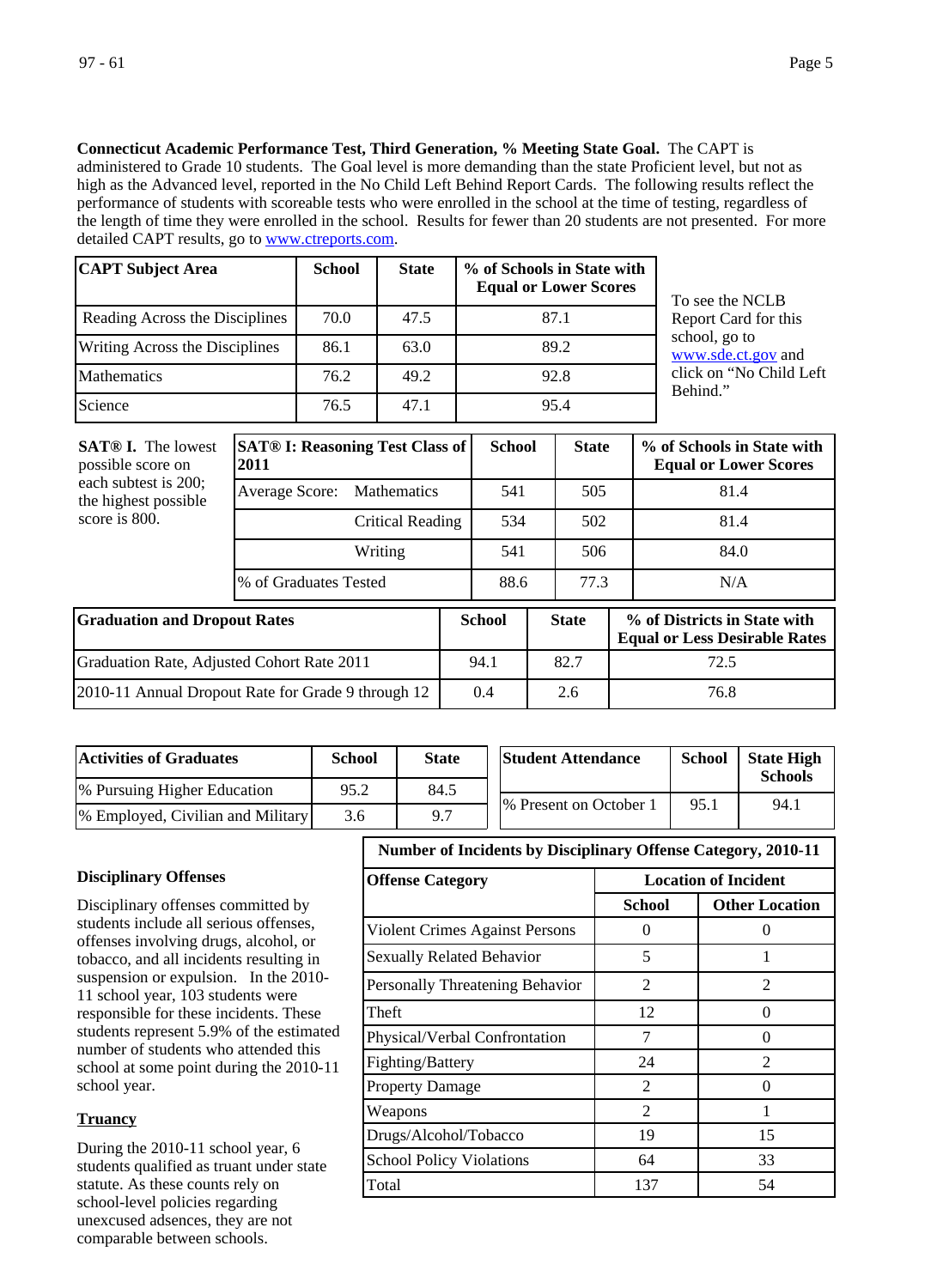**Connecticut Academic Performance Test, Third Generation, % Meeting State Goal.** The CAPT is administered to Grade 10 students. The Goal level is more demanding than the state Proficient level, but not as high as the Advanced level, reported in the No Child Left Behind Report Cards. The following results reflect the performance of students with scoreable tests who were enrolled in the school at the time of testing, regardless of the length of time they were enrolled in the school. Results for fewer than 20 students are not presented. For more detailed CAPT results, go to www.ctreports.com.

| CAPT Subject Area | School | State | % of Schools in State with Equal or Lower Scores |
|---|---|---|---|
| Reading Across the Disciplines | 70.0 | 47.5 | 87.1 |
| Writing Across the Disciplines | 86.1 | 63.0 | 89.2 |
| Mathematics | 76.2 | 49.2 | 92.8 |
| Science | 76.5 | 47.1 | 95.4 |

To see the NCLB Report Card for this school, go to www.sde.ct.gov and click on "No Child Left Behind."

**SAT® I.** The lowest possible score on each subtest is 200; the highest possible score is 800.

| SAT® I: Reasoning Test Class of 2011 | School | State | % of Schools in State with Equal or Lower Scores |
|---|---|---|---|
| Average Score: Mathematics | 541 | 505 | 81.4 |
| Critical Reading | 534 | 502 | 81.4 |
| Writing | 541 | 506 | 84.0 |
| % of Graduates Tested | 88.6 | 77.3 | N/A |

| Graduation and Dropout Rates | School | State | % of Districts in State with Equal or Less Desirable Rates |
|---|---|---|---|
| Graduation Rate, Adjusted Cohort Rate 2011 | 94.1 | 82.7 | 72.5 |
| 2010-11 Annual Dropout Rate for Grade 9 through 12 | 0.4 | 2.6 | 76.8 |

| Activities of Graduates | School | State |
|---|---|---|
| % Pursuing Higher Education | 95.2 | 84.5 |
| % Employed, Civilian and Military | 3.6 | 9.7 |

| Student Attendance | School | State High Schools |
|---|---|---|
| % Present on October 1 | 95.1 | 94.1 |

**Disciplinary Offenses**

Disciplinary offenses committed by students include all serious offenses, offenses involving drugs, alcohol, or tobacco, and all incidents resulting in suspension or expulsion. In the 2010-11 school year, 103 students were responsible for these incidents. These students represent 5.9% of the estimated number of students who attended this school at some point during the 2010-11 school year.

**Number of Incidents by Disciplinary Offense Category, 2010-11**

| Offense Category | Location of Incident | |
|---|---|---|
| | School | Other Location |
| Violent Crimes Against Persons | 0 | 0 |
| Sexually Related Behavior | 5 | 1 |
| Personally Threatening Behavior | 2 | 2 |
| Theft | 12 | 0 |
| Physical/Verbal Confrontation | 7 | 0 |
| Fighting/Battery | 24 | 2 |
| Property Damage | 2 | 0 |
| Weapons | 2 | 1 |
| Drugs/Alcohol/Tobacco | 19 | 15 |
| School Policy Violations | 64 | 33 |
| Total | 137 | 54 |

**Truancy**

During the 2010-11 school year, 6 students qualified as truant under state statute. As these counts rely on school-level policies regarding unexcused adsences, they are not comparable between schools.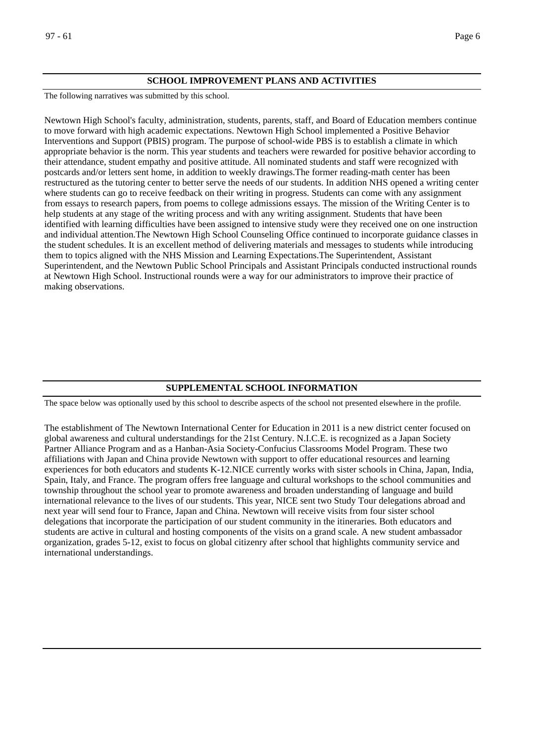## SCHOOL IMPROVEMENT PLANS AND ACTIVITIES

The following narratives was submitted by this school.

Newtown High School's faculty, administration, students, parents, staff, and Board of Education members continue to move forward with high academic expectations. Newtown High School implemented a Positive Behavior Interventions and Support (PBIS) program. The purpose of school-wide PBS is to establish a climate in which appropriate behavior is the norm. This year students and teachers were rewarded for positive behavior according to their attendance, student empathy and positive attitude. All nominated students and staff were recognized with postcards and/or letters sent home, in addition to weekly drawings.The former reading-math center has been restructured as the tutoring center to better serve the needs of our students. In addition NHS opened a writing center where students can go to receive feedback on their writing in progress. Students can come with any assignment from essays to research papers, from poems to college admissions essays. The mission of the Writing Center is to help students at any stage of the writing process and with any writing assignment. Students that have been identified with learning difficulties have been assigned to intensive study were they received one on one instruction and individual attention.The Newtown High School Counseling Office continued to incorporate guidance classes in the student schedules. It is an excellent method of delivering materials and messages to students while introducing them to topics aligned with the NHS Mission and Learning Expectations.The Superintendent, Assistant Superintendent, and the Newtown Public School Principals and Assistant Principals conducted instructional rounds at Newtown High School. Instructional rounds were a way for our administrators to improve their practice of making observations.

## SUPPLEMENTAL SCHOOL INFORMATION

The space below was optionally used by this school to describe aspects of the school not presented elsewhere in the profile.

The establishment of The Newtown International Center for Education in 2011 is a new district center focused on global awareness and cultural understandings for the 21st Century. N.I.C.E. is recognized as a Japan Society Partner Alliance Program and as a Hanban-Asia Society-Confucius Classrooms Model Program. These two affiliations with Japan and China provide Newtown with support to offer educational resources and learning experiences for both educators and students K-12.NICE currently works with sister schools in China, Japan, India, Spain, Italy, and France. The program offers free language and cultural workshops to the school communities and township throughout the school year to promote awareness and broaden understanding of language and build international relevance to the lives of our students. This year, NICE sent two Study Tour delegations abroad and next year will send four to France, Japan and China. Newtown will receive visits from four sister school delegations that incorporate the participation of our student community in the itineraries. Both educators and students are active in cultural and hosting components of the visits on a grand scale. A new student ambassador organization, grades 5-12, exist to focus on global citizenry after school that highlights community service and international understandings.